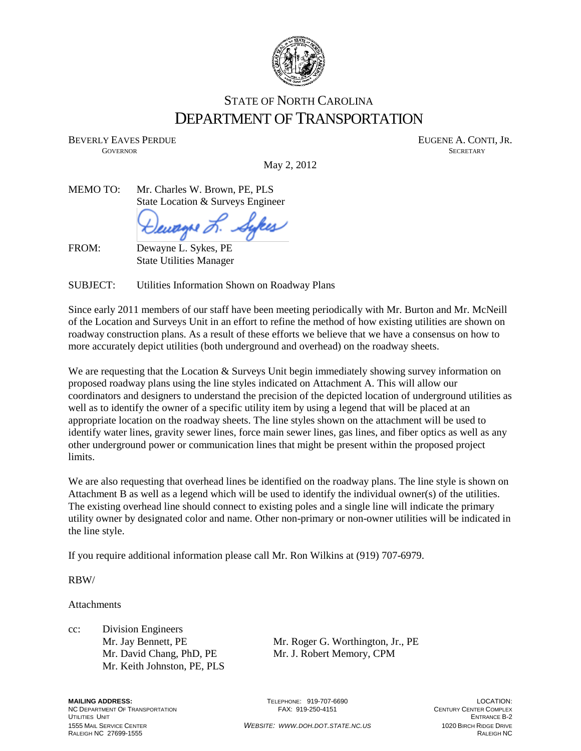# STATE OF NORTH CAROLINA
# DEPARTMENT OF TRANSPORTATION

BEVERLY EAVES PERDUE
GOVERNOR

EUGENE A. CONTI, JR.
SECRETARY

May 2, 2012

MEMO TO: Mr. Charles W. Brown, PE, PLS
State Location & Surveys Engineer

FROM: Dewayne L. Sykes, PE
State Utilities Manager

SUBJECT: Utilities Information Shown on Roadway Plans

Since early 2011 members of our staff have been meeting periodically with Mr. Burton and Mr. McNeill of the Location and Surveys Unit in an effort to refine the method of how existing utilities are shown on roadway construction plans. As a result of these efforts we believe that we have a consensus on how to more accurately depict utilities (both underground and overhead) on the roadway sheets.

We are requesting that the Location & Surveys Unit begin immediately showing survey information on proposed roadway plans using the line styles indicated on Attachment A. This will allow our coordinators and designers to understand the precision of the depicted location of underground utilities as well as to identify the owner of a specific utility item by using a legend that will be placed at an appropriate location on the roadway sheets. The line styles shown on the attachment will be used to identify water lines, gravity sewer lines, force main sewer lines, gas lines, and fiber optics as well as any other underground power or communication lines that might be present within the proposed project limits.

We are also requesting that overhead lines be identified on the roadway plans. The line style is shown on Attachment B as well as a legend which will be used to identify the individual owner(s) of the utilities. The existing overhead line should connect to existing poles and a single line will indicate the primary utility owner by designated color and name. Other non-primary or non-owner utilities will be indicated in the line style.

If you require additional information please call Mr. Ron Wilkins at (919) 707-6979.

RBW/

Attachments

cc: Division Engineers
Mr. Jay Bennett, PE
Mr. David Chang, PhD, PE
Mr. Keith Johnston, PE, PLS
Mr. Roger G. Worthington, Jr., PE
Mr. J. Robert Memory, CPM

**MAILING ADDRESS:**
NC DEPARTMENT OF TRANSPORTATION
UTILITIES UNIT
1555 MAIL SERVICE CENTER
RALEIGH NC 27699-1555

TELEPHONE: 919-707-6690
FAX: 919-250-4151

*WEBSITE: WWW.DOH.DOT.STATE.NC.US*

LOCATION:
CENTURY CENTER COMPLEX
ENTRANCE B-2
1020 BIRCH RIDGE DRIVE
RALEIGH NC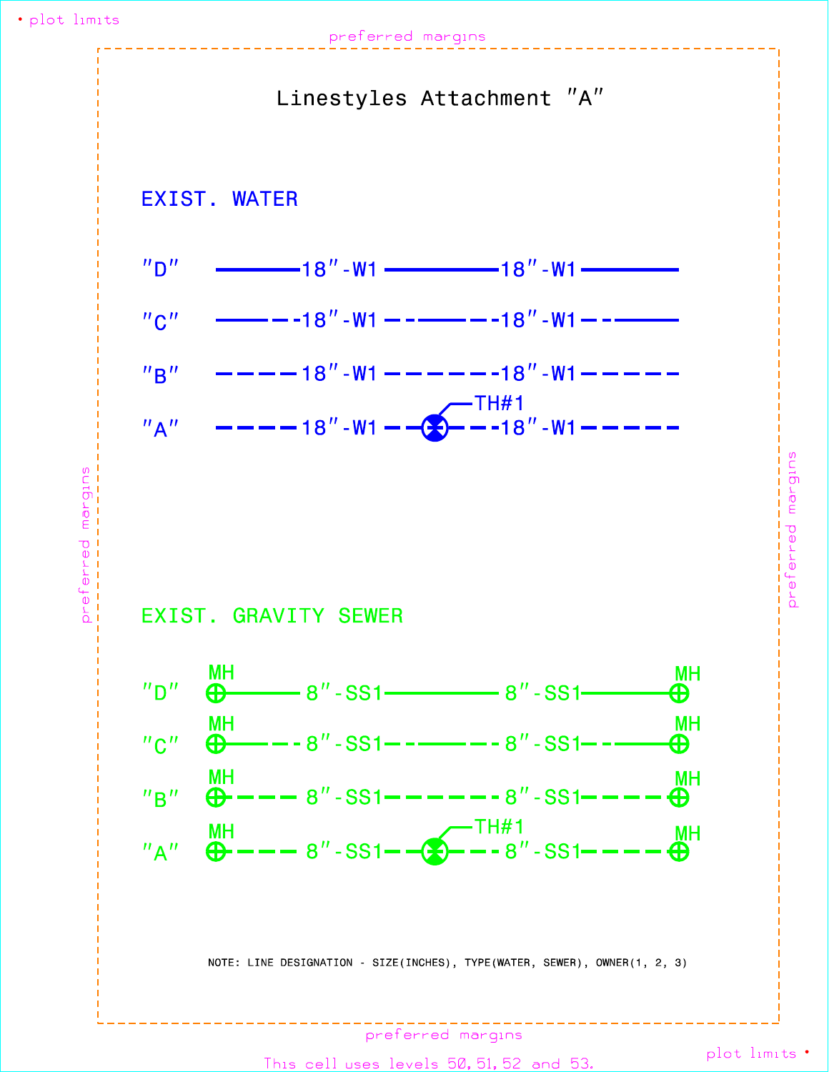# Linestyles Attachment "A"

## EXIST. WATER

"D" 18"-W1 18"-W1

"C" 18"-W1 18"-W1

"B" 18"-W1 18"-W1

"A" 18"-W1 TH#1 18"-W1

## EXIST. GRAVITY SEWER

"D" MH 8"-SS1 8"-SS1 MH

"C" MH 8"-SS1 8"-SS1 MH

"B" MH 8"-SS1 8"-SS1 MH

"A" MH 8"-SS1 TH#1 8"-SS1 MH

NOTE: LINE DESIGNATION - SIZE(INCHES), TYPE(WATER, SEWER), OWNER(1, 2, 3)

This cell uses levels 50, 51, 52 and 53.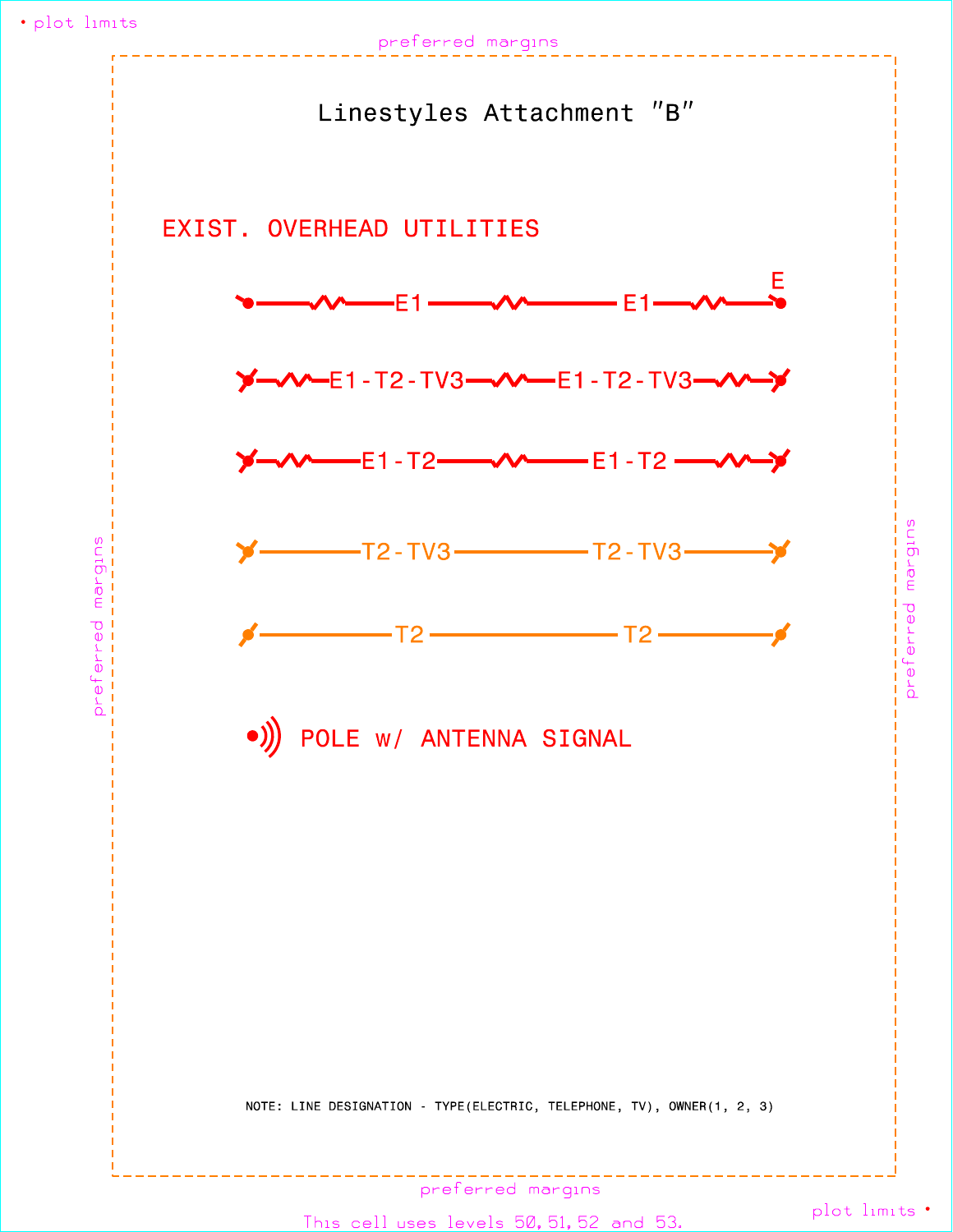• plot limits

preferred margins

# Linestyles Attachment "B"

## EXIST. OVERHEAD UTILITIES

E1 E1 E

E1-T2-TV3 E1-T2-TV3

E1-T2 E1-T2

T2-TV3 T2-TV3

T2 T2

POLE w/ ANTENNA SIGNAL

NOTE: LINE DESIGNATION - TYPE(ELECTRIC, TELEPHONE, TV), OWNER(1, 2, 3)

preferred margins

preferred margins

preferred margins

plot limits •

This cell uses levels 50, 51, 52 and 53.